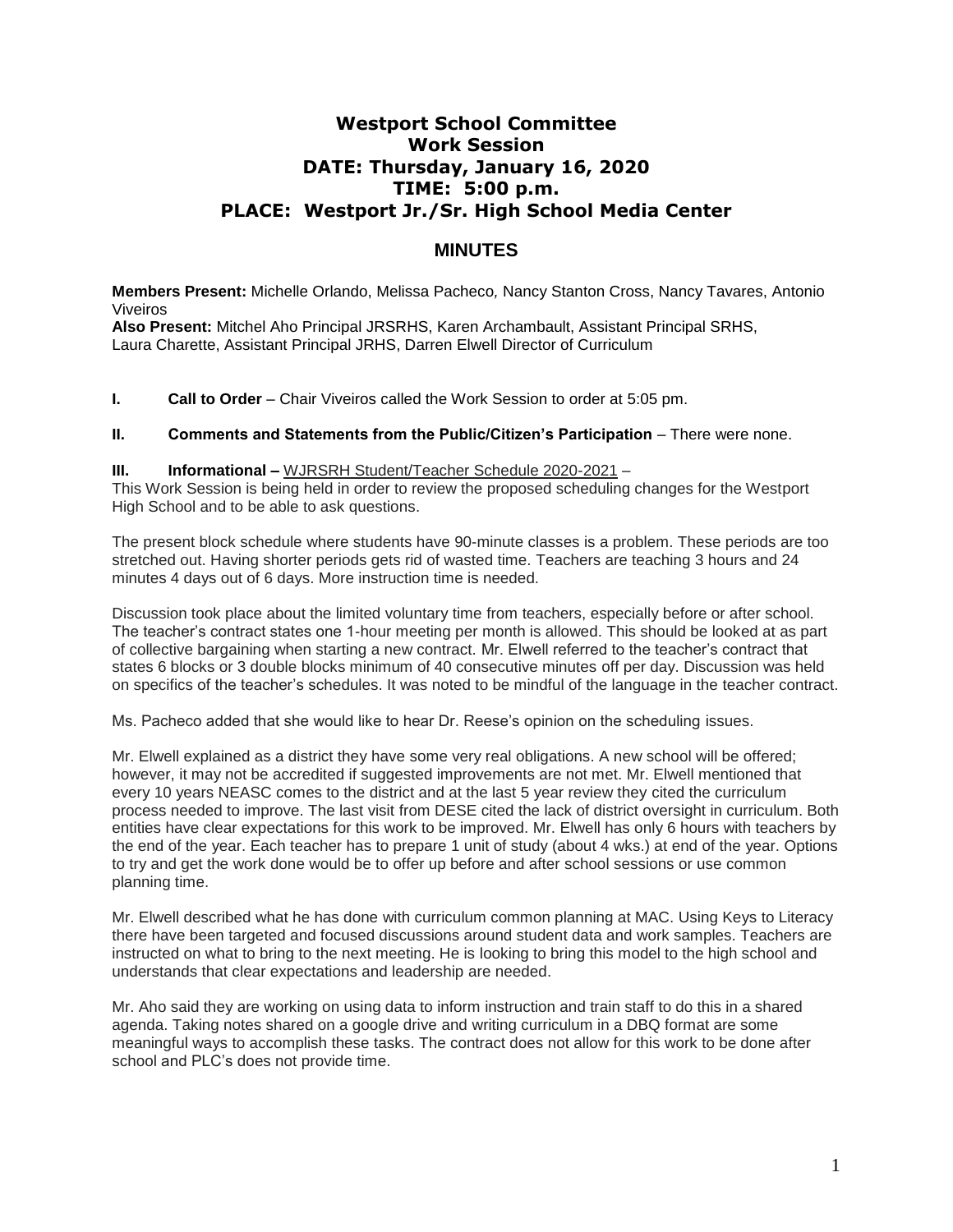# Westport School Committee
# Work Session
# DATE: Thursday, January 16, 2020
# TIME: 5:00 p.m.
# PLACE: Westport Jr./Sr. High School Media Center

## MINUTES

**Members Present:** Michelle Orlando, Melissa Pacheco, Nancy Stanton Cross, Nancy Tavares, Antonio Viveiros
**Also Present:** Mitchel Aho Principal JRSRHS, Karen Archambault, Assistant Principal SRHS, Laura Charette, Assistant Principal JRHS, Darren Elwell Director of Curriculum

**I. Call to Order** – Chair Viveiros called the Work Session to order at 5:05 pm.

**II. Comments and Statements from the Public/Citizen's Participation** – There were none.

**III. Informational –** WJRSRH Student/Teacher Schedule 2020-2021 –
This Work Session is being held in order to review the proposed scheduling changes for the Westport High School and to be able to ask questions.

The present block schedule where students have 90-minute classes is a problem. These periods are too stretched out. Having shorter periods gets rid of wasted time. Teachers are teaching 3 hours and 24 minutes 4 days out of 6 days. More instruction time is needed.

Discussion took place about the limited voluntary time from teachers, especially before or after school. The teacher's contract states one 1-hour meeting per month is allowed. This should be looked at as part of collective bargaining when starting a new contract. Mr. Elwell referred to the teacher's contract that states 6 blocks or 3 double blocks minimum of 40 consecutive minutes off per day. Discussion was held on specifics of the teacher's schedules. It was noted to be mindful of the language in the teacher contract.

Ms. Pacheco added that she would like to hear Dr. Reese's opinion on the scheduling issues.

Mr. Elwell explained as a district they have some very real obligations. A new school will be offered; however, it may not be accredited if suggested improvements are not met. Mr. Elwell mentioned that every 10 years NEASC comes to the district and at the last 5 year review they cited the curriculum process needed to improve. The last visit from DESE cited the lack of district oversight in curriculum. Both entities have clear expectations for this work to be improved. Mr. Elwell has only 6 hours with teachers by the end of the year. Each teacher has to prepare 1 unit of study (about 4 wks.) at end of the year. Options to try and get the work done would be to offer up before and after school sessions or use common planning time.

Mr. Elwell described what he has done with curriculum common planning at MAC. Using Keys to Literacy there have been targeted and focused discussions around student data and work samples. Teachers are instructed on what to bring to the next meeting. He is looking to bring this model to the high school and understands that clear expectations and leadership are needed.

Mr. Aho said they are working on using data to inform instruction and train staff to do this in a shared agenda. Taking notes shared on a google drive and writing curriculum in a DBQ format are some meaningful ways to accomplish these tasks. The contract does not allow for this work to be done after school and PLC's does not provide time.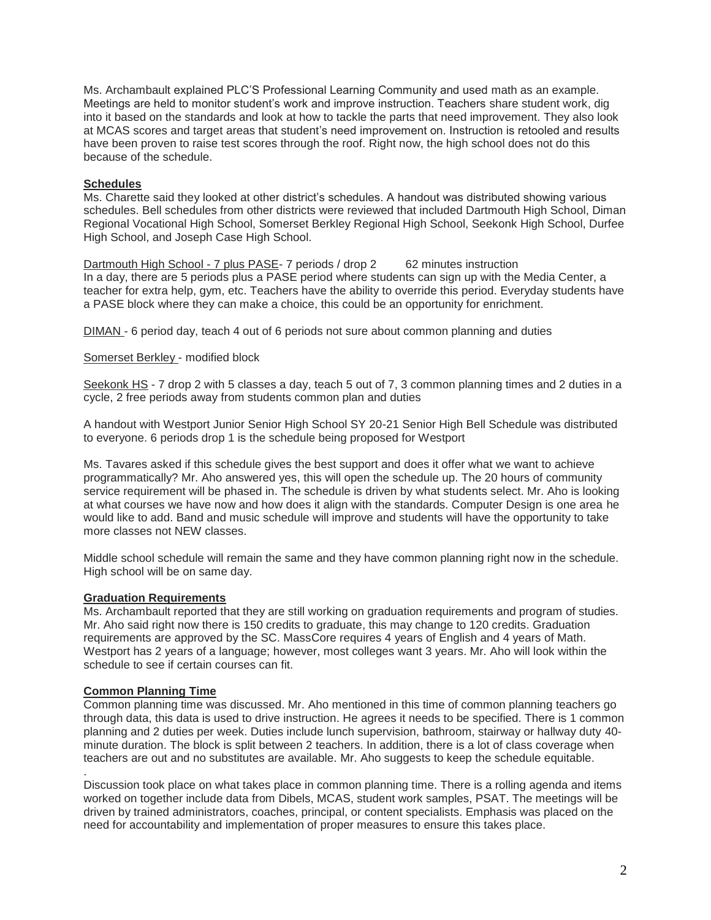Ms. Archambault explained PLC'S Professional Learning Community and used math as an example. Meetings are held to monitor student's work and improve instruction. Teachers share student work, dig into it based on the standards and look at how to tackle the parts that need improvement. They also look at MCAS scores and target areas that student's need improvement on. Instruction is retooled and results have been proven to raise test scores through the roof. Right now, the high school does not do this because of the schedule.

**Schedules**

Ms. Charette said they looked at other district's schedules. A handout was distributed showing various schedules. Bell schedules from other districts were reviewed that included Dartmouth High School, Diman Regional Vocational High School, Somerset Berkley Regional High School, Seekonk High School, Durfee High School, and Joseph Case High School.

Dartmouth High School - 7 plus PASE- 7 periods / drop 2 62 minutes instruction
In a day, there are 5 periods plus a PASE period where students can sign up with the Media Center, a teacher for extra help, gym, etc. Teachers have the ability to override this period. Everyday students have a PASE block where they can make a choice, this could be an opportunity for enrichment.

DIMAN - 6 period day, teach 4 out of 6 periods not sure about common planning and duties

Somerset Berkley - modified block

Seekonk HS - 7 drop 2 with 5 classes a day, teach 5 out of 7, 3 common planning times and 2 duties in a cycle, 2 free periods away from students common plan and duties

A handout with Westport Junior Senior High School SY 20-21 Senior High Bell Schedule was distributed to everyone. 6 periods drop 1 is the schedule being proposed for Westport

Ms. Tavares asked if this schedule gives the best support and does it offer what we want to achieve programmatically? Mr. Aho answered yes, this will open the schedule up. The 20 hours of community service requirement will be phased in. The schedule is driven by what students select. Mr. Aho is looking at what courses we have now and how does it align with the standards. Computer Design is one area he would like to add. Band and music schedule will improve and students will have the opportunity to take more classes not NEW classes.

Middle school schedule will remain the same and they have common planning right now in the schedule. High school will be on same day.

**Graduation Requirements**

Ms. Archambault reported that they are still working on graduation requirements and program of studies. Mr. Aho said right now there is 150 credits to graduate, this may change to 120 credits. Graduation requirements are approved by the SC. MassCore requires 4 years of English and 4 years of Math. Westport has 2 years of a language; however, most colleges want 3 years. Mr. Aho will look within the schedule to see if certain courses can fit.

**Common Planning Time**

Common planning time was discussed. Mr. Aho mentioned in this time of common planning teachers go through data, this data is used to drive instruction. He agrees it needs to be specified. There is 1 common planning and 2 duties per week. Duties include lunch supervision, bathroom, stairway or hallway duty 40-minute duration. The block is split between 2 teachers. In addition, there is a lot of class coverage when teachers are out and no substitutes are available. Mr. Aho suggests to keep the schedule equitable.

.

Discussion took place on what takes place in common planning time. There is a rolling agenda and items worked on together include data from Dibels, MCAS, student work samples, PSAT. The meetings will be driven by trained administrators, coaches, principal, or content specialists. Emphasis was placed on the need for accountability and implementation of proper measures to ensure this takes place.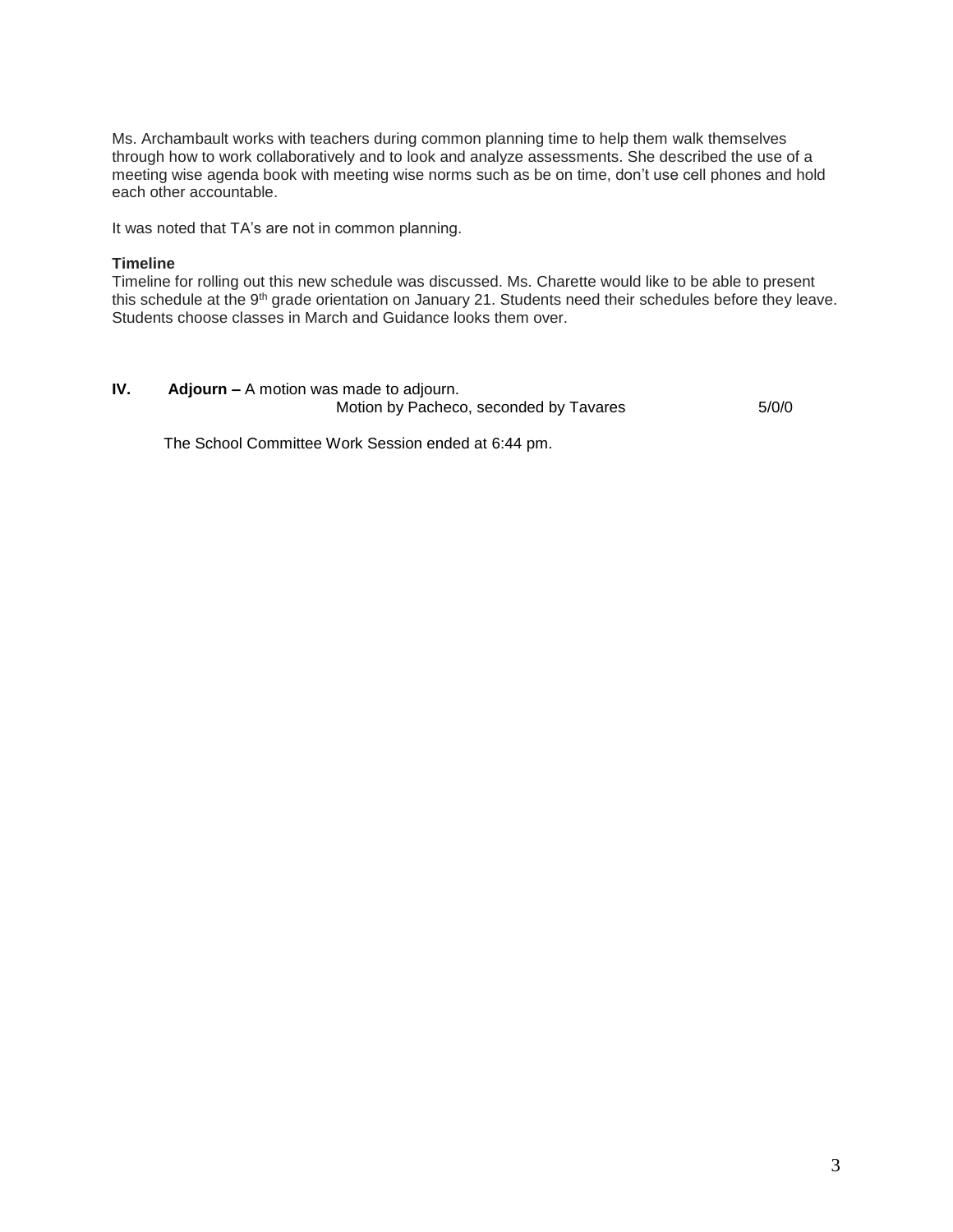Ms. Archambault works with teachers during common planning time to help them walk themselves through how to work collaboratively and to look and analyze assessments. She described the use of a meeting wise agenda book with meeting wise norms such as be on time, don't use cell phones and hold each other accountable.

It was noted that TA's are not in common planning.

**Timeline**

Timeline for rolling out this new schedule was discussed. Ms. Charette would like to be able to present this schedule at the 9th grade orientation on January 21. Students need their schedules before they leave. Students choose classes in March and Guidance looks them over.

**IV. Adjourn –** A motion was made to adjourn.

Motion by Pacheco, seconded by Tavares 5/0/0

The School Committee Work Session ended at 6:44 pm.